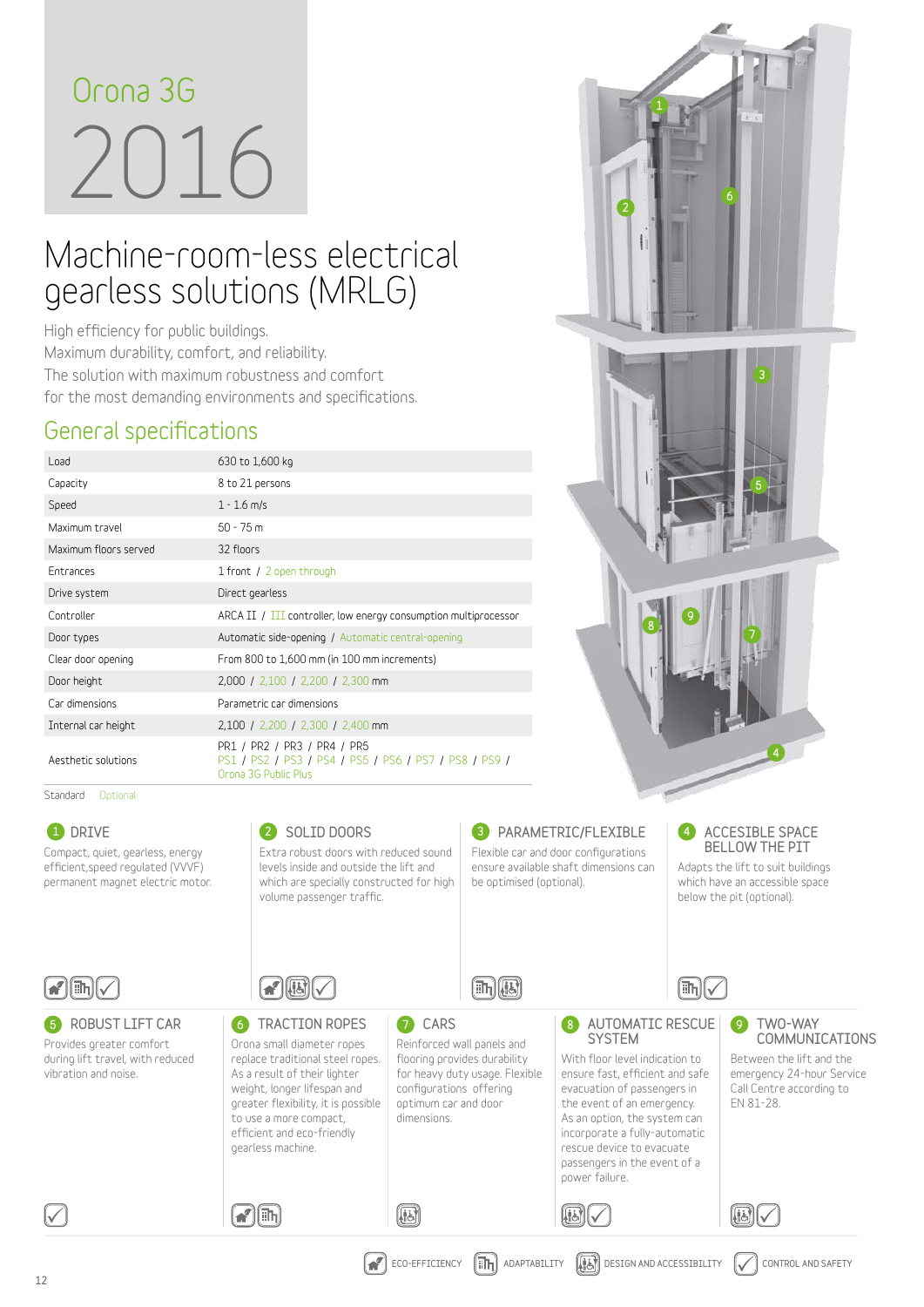# Orona 3G 2016

## Machine-room-less electrical gearless solutions (MRLG)

High efficiency for public buildings.
Maximum durability, comfort, and reliability.
The solution with maximum robustness and comfort for the most demanding environments and specifications.

## General specifications

| | |
|---|---|
| Load | 630 to 1,600 kg |
| Capacity | 8 to 21 persons |
| Speed | 1 - 1.6 m/s |
| Maximum travel | 50 - 75 m |
| Maximum floors served | 32 floors |
| Entrances | 1 front / 2 open through |
| Drive system | Direct gearless |
| Controller | ARCA II / III controller, low energy consumption multiprocessor |
| Door types | Automatic side-opening / Automatic central-opening |
| Clear door opening | From 800 to 1,600 mm (in 100 mm increments) |
| Door height | 2,000 / 2,100 / 2,200 / 2,300 mm |
| Car dimensions | Parametric car dimensions |
| Internal car height | 2,100 / 2,200 / 2,300 / 2,400 mm |
| Aesthetic solutions | PR1 / PR2 / PR3 / PR4 / PR5 PS1 / PS2 / PS3 / PS4 / PS5 / PS6 / PS7 / PS8 / PS9 / Orona 3G Public Plus |

Standard Optional

### 1 DRIVE

Compact, quiet, gearless, energy efficient,speed regulated (VVVF) permanent magnet electric motor.

### 2 SOLID DOORS

Extra robust doors with reduced sound levels inside and outside the lift and which are specially constructed for high volume passenger traffic.

### 3 PARAMETRIC/FLEXIBLE

Flexible car and door configurations ensure available shaft dimensions can be optimised (optional).

### 4 ACCESIBLE SPACE BELLOW THE PIT

Adapts the lift to suit buildings which have an accessible space below the pit (optional).

### 5 ROBUST LIFT CAR

Provides greater comfort during lift travel, with reduced vibration and noise.

### 6 TRACTION ROPES

Orona small diameter ropes replace traditional steel ropes. As a result of their lighter weight, longer lifespan and greater flexibility, it is possible to use a more compact, efficient and eco-friendly gearless machine.

### 7 CARS

Reinforced wall panels and flooring provides durability for heavy duty usage. Flexible configurations offering optimum car and door dimensions.

### 8 AUTOMATIC RESCUE SYSTEM

With floor level indication to ensure fast, efficient and safe evacuation of passengers in the event of an emergency. As an option, the system can incorporate a fully-automatic rescue device to evacuate passengers in the event of a power failure.

### 9 TWO-WAY COMMUNICATIONS

Between the lift and the emergency 24-hour Service Call Centre according to EN 81-28.

ECO-EFFICIENCY ADAPTABILITY DESIGN AND ACCESSIBILITY CONTROL AND SAFETY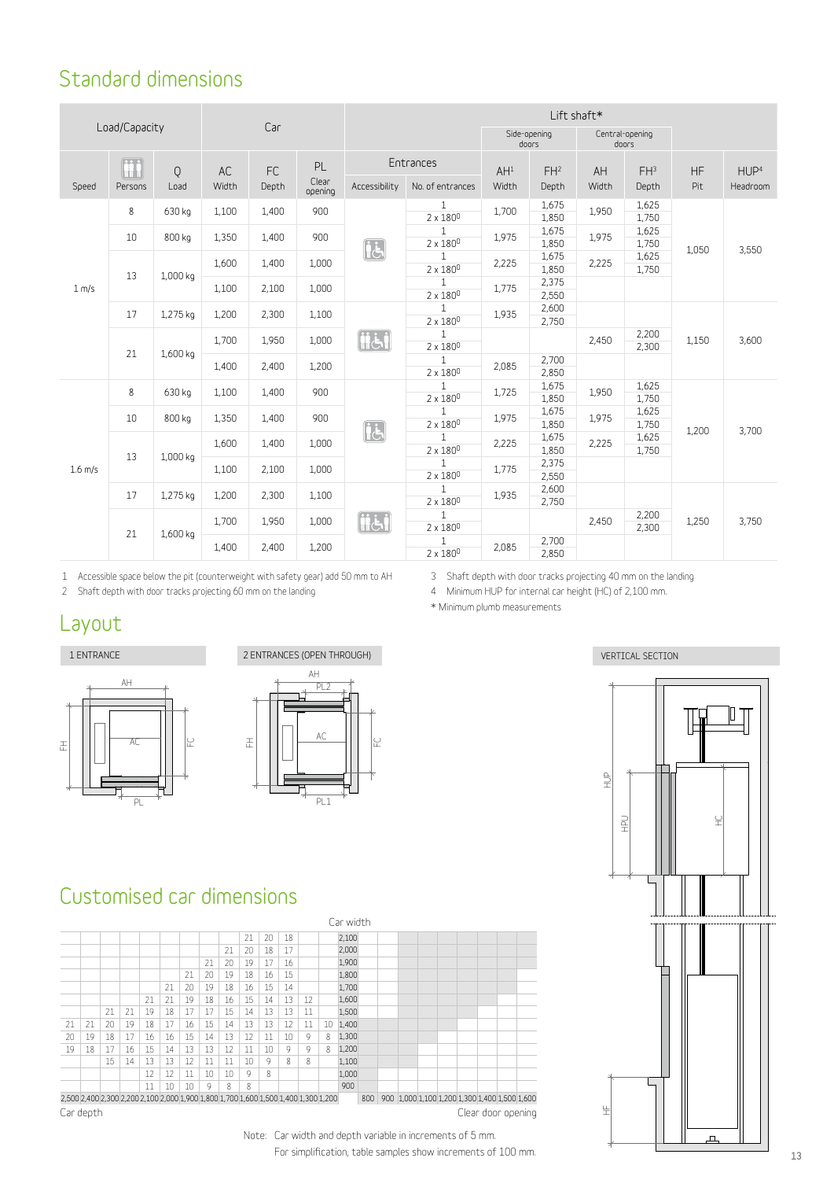## Standard dimensions

| Speed | Load/Capacity: Persons | Load/Capacity: Q Load | Car: AC Width | Car: FC Depth | Car: PL Clear opening | Entrances: Accessibility | Entrances: No. of entrances | Lift shaft*, Side-opening doors: AH[1] Width | Lift shaft*, Side-opening doors: FH[2] Depth | Lift shaft*, Central-opening doors: AH Width | Lift shaft*, Central-opening doors: FH[3] Depth | Lift shaft*: HF Pit | Lift shaft*: HUP[4] Headroom |
|---|---|---|---|---|---|---|---|---|---|---|---|---|---|
| 1 m/s | 8 | 630 kg | 1,100 | 1,400 | 900 | | 1 | 1,700 | 1,675 | 1,950 | 1,625 | 1,050 | 3,550 |
| | | | | | | | 2 x 180° | | 1,850 | | 1,750 | | |
| | 10 | 800 kg | 1,350 | 1,400 | 900 | | 1 | 1,975 | 1,675 | 1,975 | 1,625 | | |
| | | | | | | | 2 x 180° | | 1,850 | | 1,750 | | |
| | 13 | 1,000 kg | 1,600 | 1,400 | 1,000 | | 1 | 2,225 | 1,675 | 2,225 | 1,625 | | |
| | | | | | | | 2 x 180° | | 1,850 | | 1,750 | | |
| | | | 1,100 | 2,100 | 1,000 | | 1 | 1,775 | 2,375 | | | | |
| | | | | | | | 2 x 180° | | 2,550 | | | | |
| | 17 | 1,275 kg | 1,200 | 2,300 | 1,100 | | 1 | 1,935 | 2,600 | | | 1,150 | 3,600 |
| | | | | | | | 2 x 180° | | 2,750 | | | | |
| | 21 | 1,600 kg | 1,700 | 1,950 | 1,000 | | 1 | | | 2,450 | 2,200 | | |
| | | | | | | | 2 x 180° | | | | 2,300 | | |
| | | | 1,400 | 2,400 | 1,200 | | 1 | 2,085 | 2,700 | | | | |
| | | | | | | | 2 x 180° | | 2,850 | | | | |
| 1.6 m/s | 8 | 630 kg | 1,100 | 1,400 | 900 | | 1 | 1,725 | 1,675 | 1,950 | 1,625 | 1,200 | 3,700 |
| | | | | | | | 2 x 180° | | 1,850 | | 1,750 | | |
| | 10 | 800 kg | 1,350 | 1,400 | 900 | | 1 | 1,975 | 1,675 | 1,975 | 1,625 | | |
| | | | | | | | 2 x 180° | | 1,850 | | 1,750 | | |
| | 13 | 1,000 kg | 1,600 | 1,400 | 1,000 | | 1 | 2,225 | 1,675 | 2,225 | 1,625 | | |
| | | | | | | | 2 x 180° | | 1,850 | | 1,750 | | |
| | | | 1,100 | 2,100 | 1,000 | | 1 | 1,775 | 2,375 | | | | |
| | | | | | | | 2 x 180° | | 2,550 | | | | |
| | 17 | 1,275 kg | 1,200 | 2,300 | 1,100 | | 1 | 1,935 | 2,600 | | | 1,250 | 3,750 |
| | | | | | | | 2 x 180° | | 2,750 | | | | |
| | 21 | 1,600 kg | 1,700 | 1,950 | 1,000 | | 1 | | | 2,450 | 2,200 | | |
| | | | | | | | 2 x 180° | | | | 2,300 | | |
| | | | 1,400 | 2,400 | 1,200 | | 1 | 2,085 | 2,700 | | | | |
| | | | | | | | 2 x 180° | | 2,850 | | | | |

1 Accessible space below the pit (counterweight with safety gear) add 50 mm to AH
2 Shaft depth with door tracks projecting 60 mm on the landing
3 Shaft depth with door tracks projecting 40 mm on the landing
4 Minimum HUP for internal car height (HC) of 2,100 mm.
* Minimum plumb measurements

## Layout

1 ENTRANCE

AH
FH
AC
FC
PL

2 ENTRANCES (OPEN THROUGH)

AH
PL2
FH
AC
FC
PL1

VERTICAL SECTION

HUP
HPU
HC
HF

## Customised car dimensions

| Car depth: 2,500 | 2,400 | 2,300 | 2,200 | 2,100 | 2,000 | 1,900 | 1,800 | 1,700 | 1,600 | 1,500 | 1,400 | 1,300 | 1,200 | Car width | Clear door opening: 800 | 900 | 1,000 | 1,100 | 1,200 | 1,300 | 1,400 | 1,500 | 1,600 |
|---|---|---|---|---|---|---|---|---|---|---|---|---|---|---|---|---|---|---|---|---|---|---|---|
| | | | | | | | | | 21 | 20 | 18 | | | 2,100 | | | | | | | | | |
| | | | | | | | | 21 | 20 | 18 | 17 | | | 2,000 | | | | | | | | | |
| | | | | | | | 21 | 20 | 19 | 17 | 16 | | | 1,900 | | | | | | | | | |
| | | | | | | 21 | 20 | 19 | 18 | 16 | 15 | | | 1,800 | | | | | | | | | |
| | | | | | 21 | 20 | 19 | 18 | 16 | 15 | 14 | | | 1,700 | | | | | | | | | |
| | | | | 21 | 21 | 19 | 18 | 16 | 15 | 14 | 13 | 12 | | 1,600 | | | | | | | | | |
| | | 21 | 21 | 19 | 18 | 17 | 17 | 15 | 14 | 13 | 13 | 11 | | 1,500 | | | | | | | | | |
| 21 | 21 | 20 | 19 | 18 | 17 | 16 | 15 | 14 | 13 | 13 | 12 | 11 | 10 | 1,400 | | | | | | | | | |
| 20 | 19 | 18 | 17 | 16 | 16 | 15 | 14 | 13 | 12 | 11 | 10 | 9 | 8 | 1,300 | | | | | | | | | |
| 19 | 18 | 17 | 16 | 15 | 14 | 13 | 13 | 12 | 11 | 10 | 9 | 9 | 8 | 1,200 | | | | | | | | | |
| | | 15 | 14 | 13 | 13 | 12 | 11 | 11 | 10 | 9 | 8 | 8 | | 1,100 | | | | | | | | | |
| | | | | 12 | 12 | 11 | 10 | 10 | 9 | 8 | | | | 1,000 | | | | | | | | | |
| | | | | 11 | 10 | 10 | 9 | 8 | 8 | | | | | 900 | | | | | | | | | |

Note: Car width and depth variable in increments of 5 mm.
For simplification, table samples show increments of 100 mm.